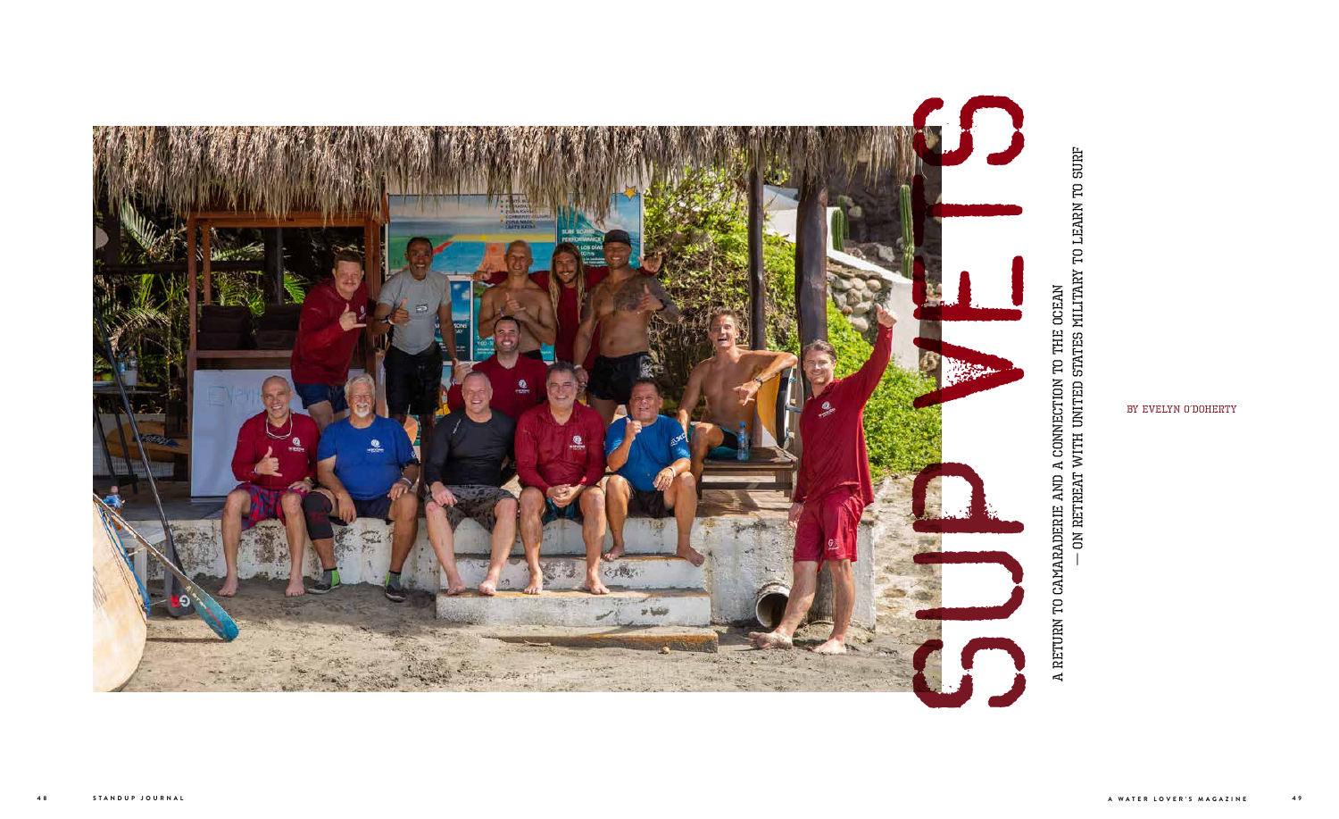# SUP VETS

A RETURN TO CAMARADERIE AND A CONNECTION TO THE OCEAN — ON RETREAT WITH UNITED STATES MILITARY TO LEARN TO SURF

BY EVELYN O'DOHERTY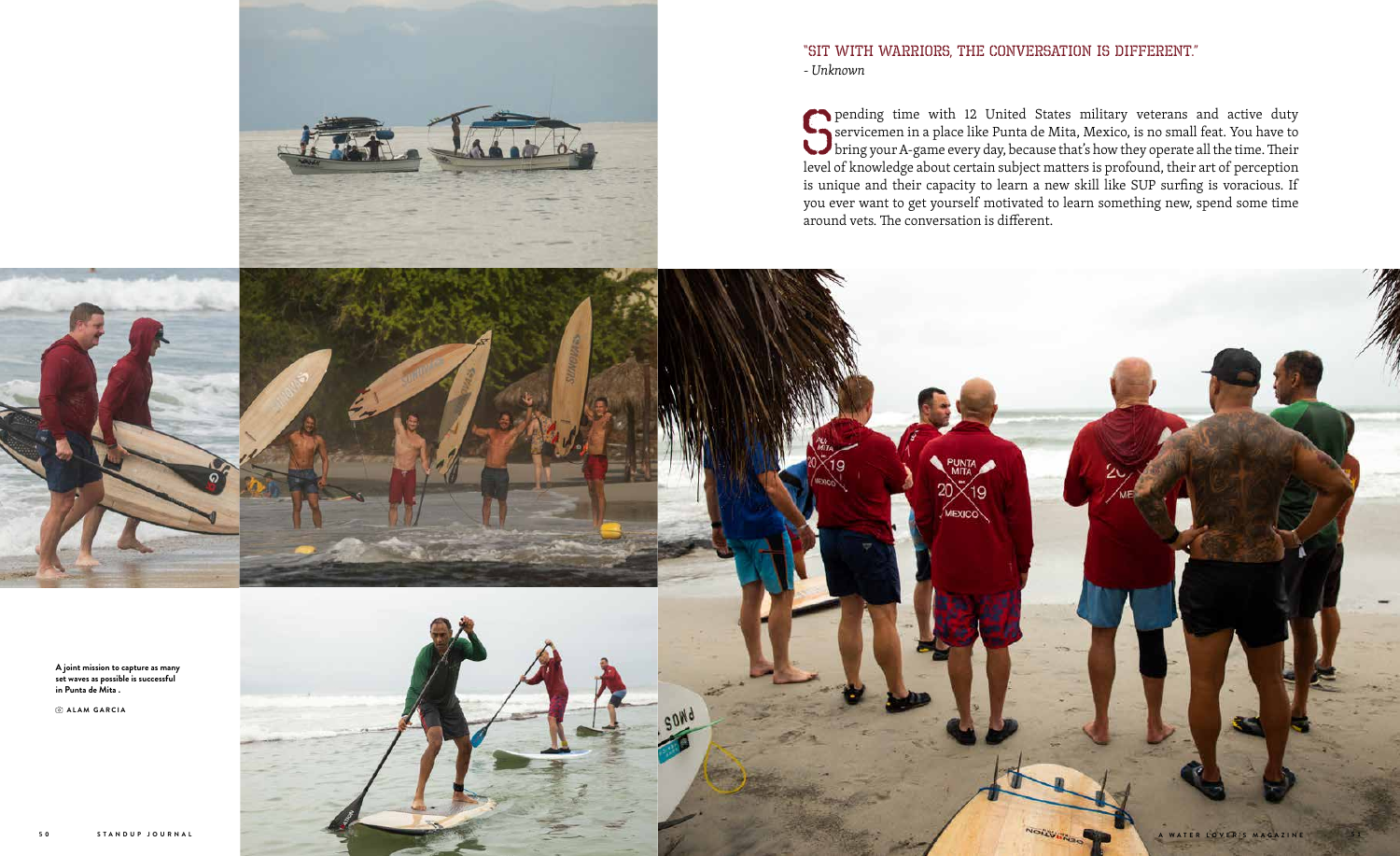"SIT WITH WARRIORS, THE CONVERSATION IS DIFFERENT."
*- Unknown*

Spending time with 12 United States military veterans and active duty servicemen in a place like Punta de Mita, Mexico, is no small feat. You have to bring your A-game every day, because that's how they operate all the time. Their level of knowledge about certain subject matters is profound, their art of perception is unique and their capacity to learn a new skill like SUP surfing is voracious. If you ever want to get yourself motivated to learn something new, spend some time around vets. The conversation is different.

**A joint mission to capture as many set waves as possible is successful in Punta de Mita .**

**ALAM GARCIA**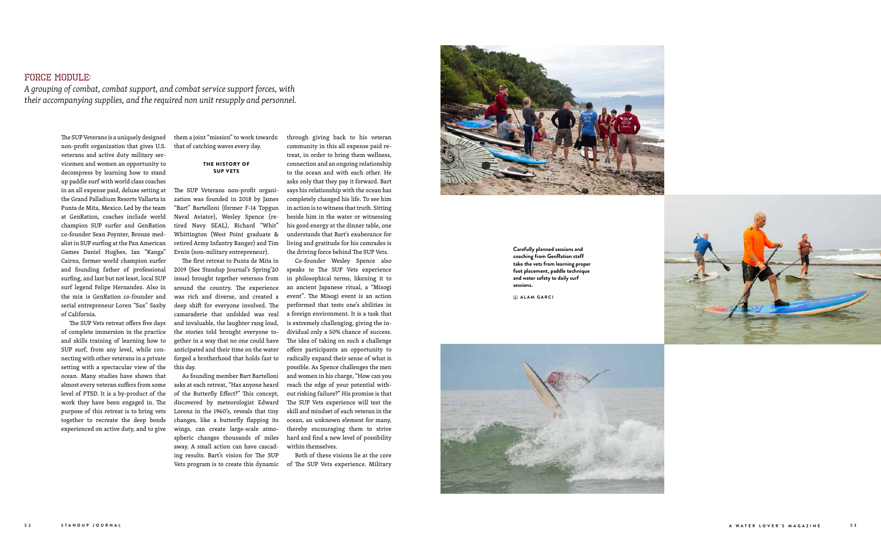## FORCE MODULE:

*A grouping of combat, combat support, and combat service support forces, with their accompanying supplies, and the required non unit resupply and personnel.*

The SUP Veterans is a uniquely designed non-profit organization that gives U.S. veterans and active duty military servicemen and women an opportunity to decompress by learning how to stand up paddle surf with world class coaches in an all expense paid, deluxe setting at the Grand Palladium Resorts Vallarta in Punta de Mita, Mexico. Led by the team at GenRation, coaches include world champion SUP surfer and GenRation co-founder Sean Poynter, Bronze medalist in SUP surfing at the Pan American Games Daniel Hughes, Ian "Kanga" Cairns, former world champion surfer and founding father of professional surfing, and last but not least, local SUP surf legend Felipe Hernandez. Also in the mix is GenRation co-founder and serial entrepreneur Loren "Sax" Saxby of California.

The SUP Vets retreat offers five days of complete immersion in the practice and skills training of learning how to SUP surf, from any level, while connecting with other veterans in a private setting with a spectacular view of the ocean. Many studies have shown that almost every veteran suffers from some level of PTSD. It is a by-product of the work they have been engaged in. The purpose of this retreat is to bring vets together to recreate the deep bonds experienced on active duty, and to give them a joint "mission" to work towards: that of catching waves every day.

### THE HISTORY OF SUP VETS

The SUP Veterans non-profit organization was founded in 2018 by James "Bart" Bartelloni (former F-14 Topgun Naval Aviator), Wesley Spence (retired Navy SEAL), Richard "Whit" Whittington (West Point graduate & retired Army Infantry Ranger) and Tim Evnin (non-military entrepreneur).

The first retreat to Punta de Mita in 2019 (See Standup Journal's Spring'20 issue) brought together veterans from around the country. The experience was rich and diverse, and created a deep shift for everyone involved. The camaraderie that unfolded was real and invaluable, the laughter rang loud, the stories told brought everyone together in a way that no one could have anticipated and their time on the water forged a brotherhood that holds fast to this day.

As founding member Bart Bartelloni asks at each retreat, "Has anyone heard of the Butterfly Effect?" This concept, discovered by meteorologist Edward Lorenz in the 1960's, reveals that tiny changes, like a butterfly flapping its wings, can create large-scale atmospheric changes thousands of miles away. A small action can have cascading results. Bart's vision for The SUP Vets program is to create this dynamic through giving back to his veteran community in this all expense paid retreat, in order to bring them wellness, connection and an ongoing relationship to the ocean and with each other. He asks only that they pay it forward. Bart says his relationship with the ocean has completely changed his life. To see him in action is to witness that truth. Sitting beside him in the water or witnessing his good energy at the dinner table, one understands that Bart's exuberance for living and gratitude for his comrades is the driving force behind The SUP Vets.

Co-founder Wesley Spence also speaks to The SUP Vets experience in philosophical terms, likening it to an ancient Japanese ritual, a "Misogi event". The Misogi event is an action performed that tests one's abilities in a foreign environment. It is a task that is extremely challenging, giving the individual only a 50% chance of success. The idea of taking on such a challenge offers participants an opportunity to radically expand their sense of what is possible. As Spence challenges the men and women in his charge, "How can you reach the edge of your potential without risking failure?" His promise is that The SUP Vets experience will test the skill and mindset of each veteran in the ocean, an unknown element for many, thereby encouraging them to strive hard and find a new level of possibility within themselves.

Both of these visions lie at the core of The SUP Vets experience. Military

**Carefully planned sessions and coaching from GenRation staff take the vets from learning proper foot placement, paddle technique and water safety to daily surf sessions.**

**ALAM GARCI**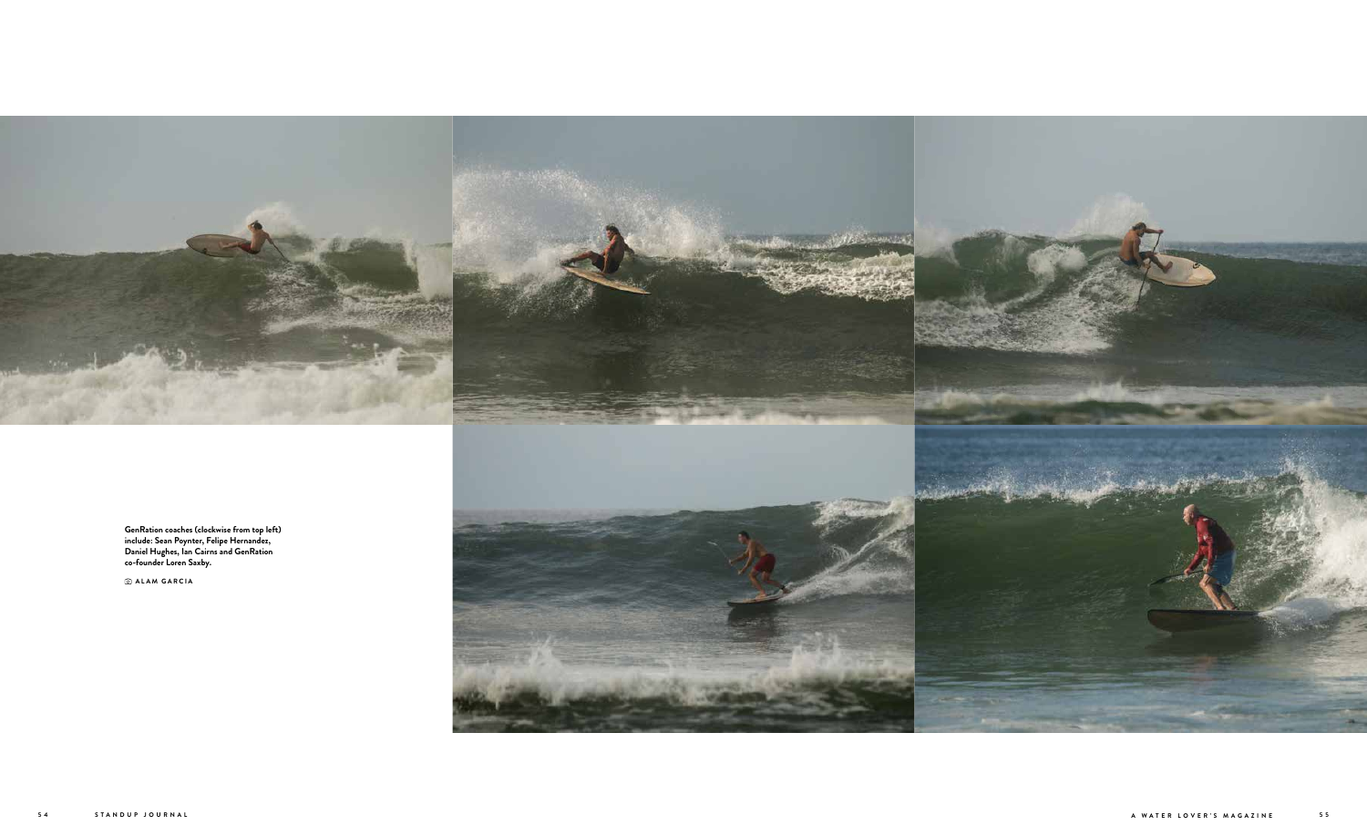GenRation coaches (clockwise from top left) include: Sean Poynter, Felipe Hernandez, Daniel Hughes, Ian Cairns and GenRation co-founder Loren Saxby.

ALAM GARCIA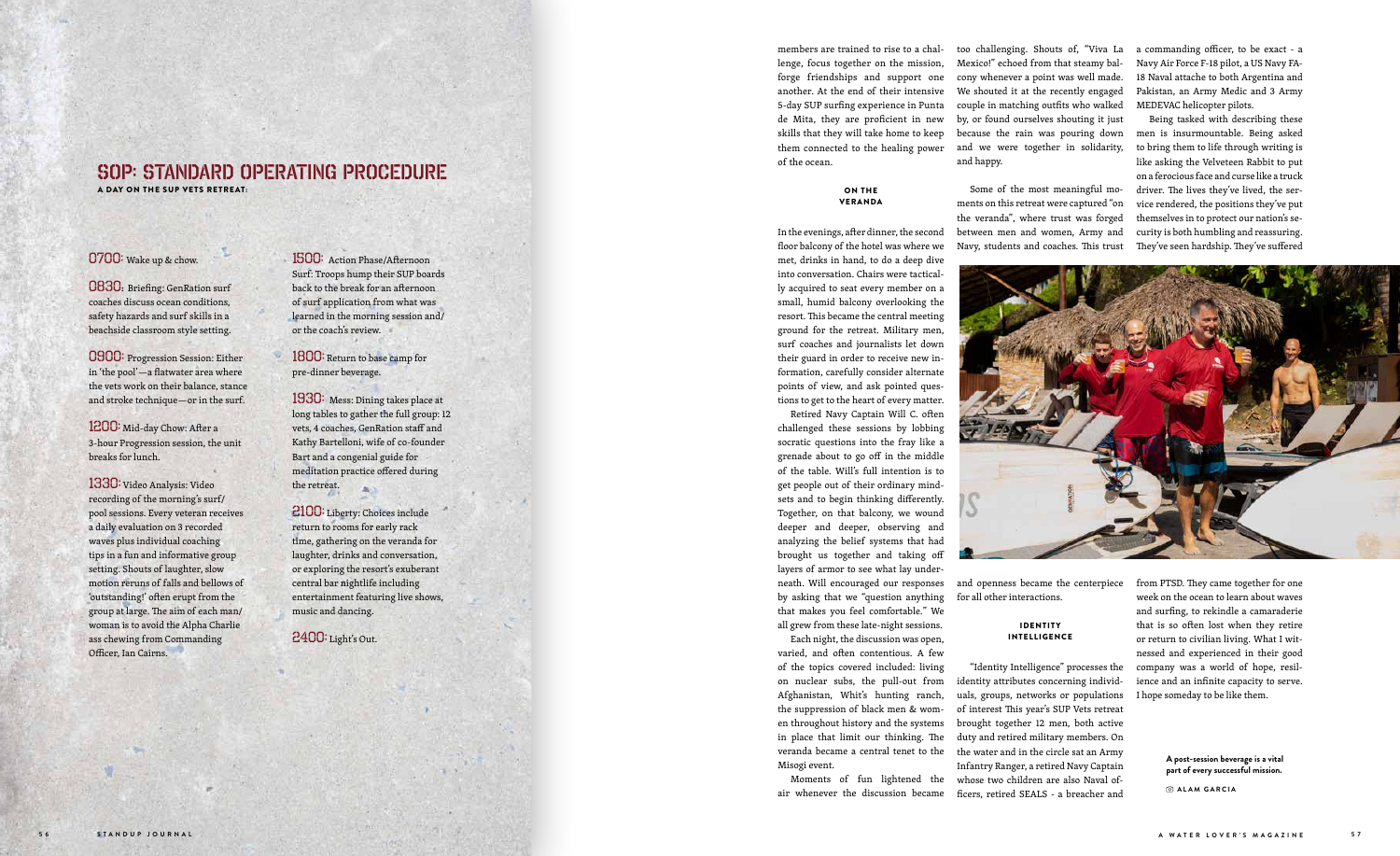## SOP: STANDARD OPERATING PROCEDURE

**A DAY ON THE SUP VETS RETREAT:**

**0700:** Wake up & chow.

**0830:** Briefing: GenRation surf coaches discuss ocean conditions, safety hazards and surf skills in a beachside classroom style setting.

**0900:** Progression Session: Either in 'the pool'—a flatwater area where the vets work on their balance, stance and stroke technique—or in the surf.

**1200:** Mid-day Chow: After a 3-hour Progression session, the unit breaks for lunch.

**1330:** Video Analysis: Video recording of the morning's surf/pool sessions. Every veteran receives a daily evaluation on 3 recorded waves plus individual coaching tips in a fun and informative group setting. Shouts of laughter, slow motion reruns of falls and bellows of 'outstanding!' often erupt from the group at large. The aim of each man/woman is to avoid the Alpha Charlie ass chewing from Commanding Officer, Ian Cairns.

**1500:** Action Phase/Afternoon Surf: Troops hump their SUP boards back to the break for an afternoon of surf application from what was learned in the morning session and/or the coach's review.

**1800:** Return to base camp for pre-dinner beverage.

**1930:** Mess: Dining takes place at long tables to gather the full group: 12 vets, 4 coaches, GenRation staff and Kathy Bartelloni, wife of co-founder Bart and a congenial guide for meditation practice offered during the retreat.

**2100:** Liberty: Choices include return to rooms for early rack time, gathering on the veranda for laughter, drinks and conversation, or exploring the resort's exuberant central bar nightlife including entertainment featuring live shows, music and dancing.

**2400:** Light's Out.

members are trained to rise to a challenge, focus together on the mission, forge friendships and support one another. At the end of their intensive 5-day SUP surfing experience in Punta de Mita, they are proficient in new skills that they will take home to keep them connected to the healing power of the ocean.

### ON THE VERANDA

In the evenings, after dinner, the second floor balcony of the hotel was where we met, drinks in hand, to do a deep dive into conversation. Chairs were tactically acquired to seat every member on a small, humid balcony overlooking the resort. This became the central meeting ground for the retreat. Military men, surf coaches and journalists let down their guard in order to receive new information, carefully consider alternate points of view, and ask pointed questions to get to the heart of every matter.

Retired Navy Captain Will C. often challenged these sessions by lobbing socratic questions into the fray like a grenade about to go off in the middle of the table. Will's full intention is to get people out of their ordinary mindsets and to begin thinking differently. Together, on that balcony, we wound deeper and deeper, observing and analyzing the belief systems that had brought us together and taking off layers of armor to see what lay underneath. Will encouraged our responses by asking that we "question anything that makes you feel comfortable." We all grew from these late-night sessions.

Each night, the discussion was open, varied, and often contentious. A few of the topics covered included: living on nuclear subs, the pull-out from Afghanistan, Whit's hunting ranch, the suppression of black men & women throughout history and the systems in place that limit our thinking. The veranda became a central tenet to the Misogi event.

Moments of fun lightened the air whenever the discussion became too challenging. Shouts of, "Viva La Mexico!" echoed from that steamy balcony whenever a point was well made. We shouted it at the recently engaged couple in matching outfits who walked by, or found ourselves shouting it just because the rain was pouring down and we were together in solidarity, and happy.

Some of the most meaningful moments on this retreat were captured "on the veranda", where trust was forged between men and women, Army and Navy, students and coaches. This trust and openness became the centerpiece for all other interactions.

### IDENTITY INTELLIGENCE

"Identity Intelligence" processes the identity attributes concerning individuals, groups, networks or populations of interest This year's SUP Vets retreat brought together 12 men, both active duty and retired military members. On the water and in the circle sat an Army Infantry Ranger, a retired Navy Captain whose two children are also Naval officers, retired SEALS - a breacher and a commanding officer, to be exact - a Navy Air Force F-18 pilot, a US Navy FA-18 Naval attache to both Argentina and Pakistan, an Army Medic and 3 Army MEDEVAC helicopter pilots.

Being tasked with describing these men is insurmountable. Being asked to bring them to life through writing is like asking the Velveteen Rabbit to put on a ferocious face and curse like a truck driver. The lives they've lived, the service rendered, the positions they've put themselves in to protect our nation's security is both humbling and reassuring. They've seen hardship. They've suffered from PTSD. They came together for one week on the ocean to learn about waves and surfing, to rekindle a camaraderie that is so often lost when they retire or return to civilian living. What I witnessed and experienced in their good company was a world of hope, resilience and an infinite capacity to serve. I hope someday to be like them.

**A post-session beverage is a vital part of every successful mission.**

📷 ALAM GARCIA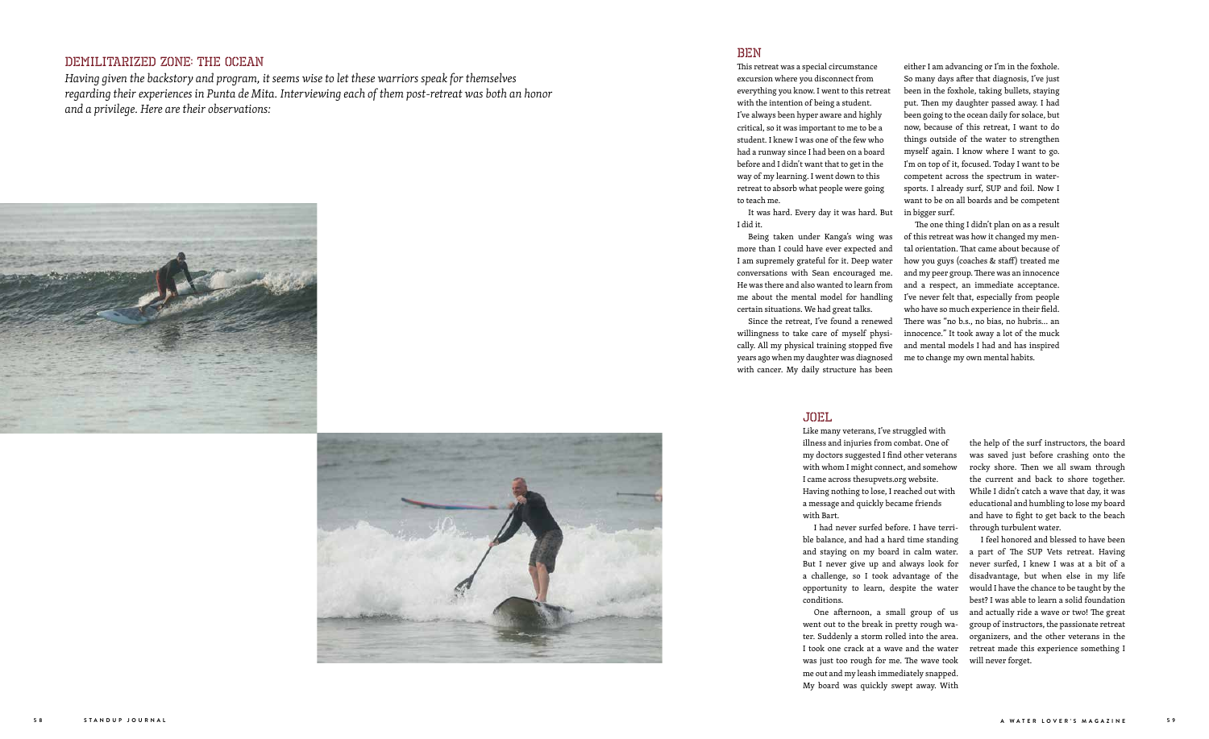## DEMILITARIZED ZONE: THE OCEAN

*Having given the backstory and program, it seems wise to let these warriors speak for themselves regarding their experiences in Punta de Mita. Interviewing each of them post-retreat was both an honor and a privilege. Here are their observations:*

### BEN

This retreat was a special circumstance excursion where you disconnect from everything you know. I went to this retreat with the intention of being a student. I've always been hyper aware and highly critical, so it was important to me to be a student. I knew I was one of the few who had a runway since I had been on a board before and I didn't want that to get in the way of my learning. I went down to this retreat to absorb what people were going to teach me.

It was hard. Every day it was hard. But I did it.

Being taken under Kanga's wing was more than I could have ever expected and I am supremely grateful for it. Deep water conversations with Sean encouraged me. He was there and also wanted to learn from me about the mental model for handling certain situations. We had great talks.

Since the retreat, I've found a renewed willingness to take care of myself physically. All my physical training stopped five years ago when my daughter was diagnosed with cancer. My daily structure has been either I am advancing or I'm in the foxhole. So many days after that diagnosis, I've just been in the foxhole, taking bullets, staying put. Then my daughter passed away. I had been going to the ocean daily for solace, but now, because of this retreat, I want to do things outside of the water to strengthen myself again. I know where I want to go. I'm on top of it, focused. Today I want to be competent across the spectrum in watersports. I already surf, SUP and foil. Now I want to be on all boards and be competent in bigger surf.

The one thing I didn't plan on as a result of this retreat was how it changed my mental orientation. That came about because of how you guys (coaches & staff) treated me and my peer group. There was an innocence and a respect, an immediate acceptance. I've never felt that, especially from people who have so much experience in their field. There was "no b.s., no bias, no hubris... an innocence." It took away a lot of the muck and mental models I had and has inspired me to change my own mental habits.

### JOEL

Like many veterans, I've struggled with illness and injuries from combat. One of my doctors suggested I find other veterans with whom I might connect, and somehow I came across thesupvets.org website. Having nothing to lose, I reached out with a message and quickly became friends with Bart.

I had never surfed before. I have terrible balance, and had a hard time standing and staying on my board in calm water. But I never give up and always look for a challenge, so I took advantage of the opportunity to learn, despite the water conditions.

One afternoon, a small group of us went out to the break in pretty rough water. Suddenly a storm rolled into the area. I took one crack at a wave and the water was just too rough for me. The wave took me out and my leash immediately snapped. My board was quickly swept away. With the help of the surf instructors, the board was saved just before crashing onto the rocky shore. Then we all swam through the current and back to shore together. While I didn't catch a wave that day, it was educational and humbling to lose my board and have to fight to get back to the beach through turbulent water.

I feel honored and blessed to have been a part of The SUP Vets retreat. Having never surfed, I knew I was at a bit of a disadvantage, but when else in my life would I have the chance to be taught by the best? I was able to learn a solid foundation and actually ride a wave or two! The great group of instructors, the passionate retreat organizers, and the other veterans in the retreat made this experience something I will never forget.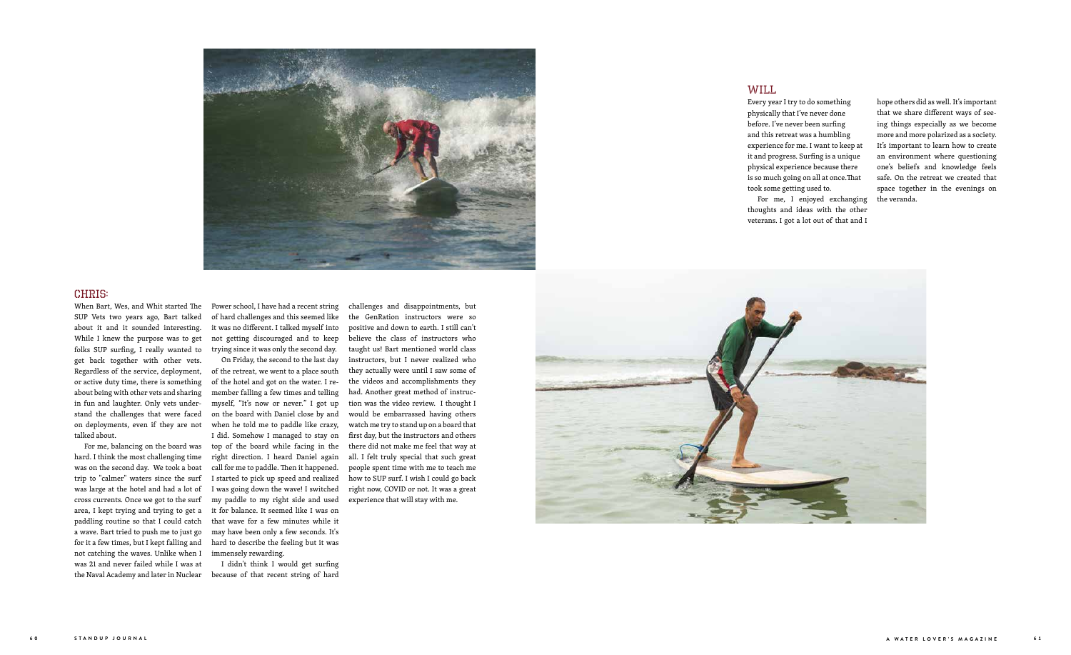## CHRIS:

When Bart, Wes, and Whit started The SUP Vets two years ago, Bart talked about it and it sounded interesting. While I knew the purpose was to get folks SUP surfing, I really wanted to get back together with other vets. Regardless of the service, deployment, or active duty time, there is something about being with other vets and sharing in fun and laughter. Only vets understand the challenges that were faced on deployments, even if they are not talked about.

For me, balancing on the board was hard. I think the most challenging time was on the second day. We took a boat trip to "calmer" waters since the surf was large at the hotel and had a lot of cross currents. Once we got to the surf area, I kept trying and trying to get a paddling routine so that I could catch a wave. Bart tried to push me to just go for it a few times, but I kept falling and not catching the waves. Unlike when I was 21 and never failed while I was at the Naval Academy and later in Nuclear Power school, I have had a recent string of hard challenges and this seemed like it was no different. I talked myself into not getting discouraged and to keep trying since it was only the second day.

On Friday, the second to the last day of the retreat, we went to a place south of the hotel and got on the water. I remember falling a few times and telling myself, "It's now or never." I got up on the board with Daniel close by and when he told me to paddle like crazy, I did. Somehow I managed to stay on top of the board while facing in the right direction. I heard Daniel again call for me to paddle. Then it happened. I started to pick up speed and realized I was going down the wave! I switched my paddle to my right side and used it for balance. It seemed like I was on that wave for a few minutes while it may have been only a few seconds. It's hard to describe the feeling but it was immensely rewarding.

I didn't think I would get surfing because of that recent string of hard challenges and disappointments, but the GenRation instructors were so positive and down to earth. I still can't believe the class of instructors who taught us! Bart mentioned world class instructors, but I never realized who they actually were until I saw some of the videos and accomplishments they had. Another great method of instruction was the video review. I thought I would be embarrassed having others watch me try to stand up on a board that first day, but the instructors and others there did not make me feel that way at all. I felt truly special that such great people spent time with me to teach me how to SUP surf. I wish I could go back right now, COVID or not. It was a great experience that will stay with me.

## WILL

Every year I try to do something physically that I've never done before. I've never been surfing and this retreat was a humbling experience for me. I want to keep at it and progress. Surfing is a unique physical experience because there is so much going on all at once.That took some getting used to.

For me, I enjoyed exchanging thoughts and ideas with the other veterans. I got a lot out of that and I hope others did as well. It's important that we share different ways of seeing things especially as we become more and more polarized as a society. It's important to learn how to create an environment where questioning one's beliefs and knowledge feels safe. On the retreat we created that space together in the evenings on the veranda.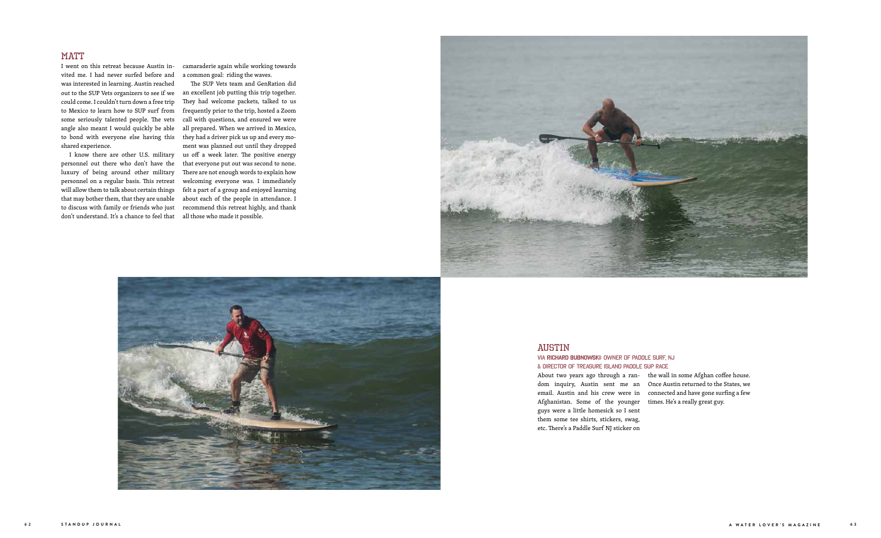## MATT

I went on this retreat because Austin invited me. I had never surfed before and was interested in learning. Austin reached out to the SUP Vets organizers to see if we could come. I couldn't turn down a free trip to Mexico to learn how to SUP surf from some seriously talented people. The vets angle also meant I would quickly be able to bond with everyone else having this shared experience.

I know there are other U.S. military personnel out there who don't have the luxury of being around other military personnel on a regular basis. This retreat will allow them to talk about certain things that may bother them, that they are unable to discuss with family or friends who just don't understand. It's a chance to feel that camaraderie again while working towards a common goal: riding the waves.

The SUP Vets team and GenRation did an excellent job putting this trip together. They had welcome packets, talked to us frequently prior to the trip, hosted a Zoom call with questions, and ensured we were all prepared. When we arrived in Mexico, they had a driver pick us up and every moment was planned out until they dropped us off a week later. The positive energy that everyone put out was second to none. There are not enough words to explain how welcoming everyone was. I immediately felt a part of a group and enjoyed learning about each of the people in attendance. I recommend this retreat highly, and thank all those who made it possible.

## AUSTIN

VIA **RICHARD BUBNOWSKI**: OWNER OF PADDLE SURF, NJ & DIRECTOR OF TREASURE ISLAND PADDLE SUP RACE

About two years ago through a random inquiry, Austin sent me an email. Austin and his crew were in Afghanistan. Some of the younger guys were a little homesick so I sent them some tee shirts, stickers, swag, etc. There's a Paddle Surf NJ sticker on the wall in some Afghan coffee house. Once Austin returned to the States, we connected and have gone surfing a few times. He's a really great guy.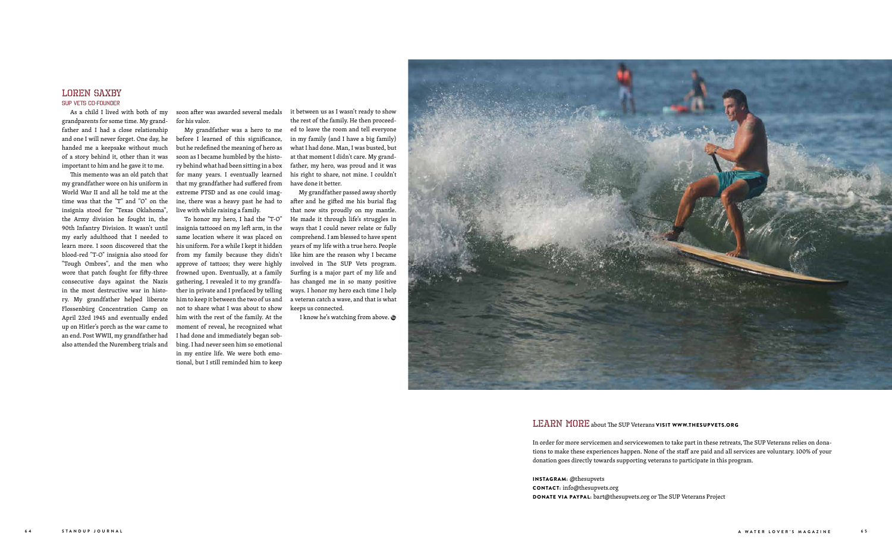## LOREN SAXBY

### SUP VETS CO-FOUNDER

As a child I lived with both of my grandparents for some time. My grandfather and I had a close relationship and one I will never forget. One day, he handed me a keepsake without much of a story behind it, other than it was important to him and he gave it to me.

This memento was an old patch that my grandfather wore on his uniform in World War II and all he told me at the time was that the "T" and "O" on the insignia stood for "Texas Oklahoma", the Army division he fought in, the 90th Infantry Division. It wasn't until my early adulthood that I needed to learn more. I soon discovered that the blood-red "T-O" insignia also stood for "Tough Ombres", and the men who wore that patch fought for fifty-three consecutive days against the Nazis in the most destructive war in history. My grandfather helped liberate Flossenbürg Concentration Camp on April 23rd 1945 and eventually ended up on Hitler's porch as the war came to an end. Post WWII, my grandfather had also attended the Nuremberg trials and soon after was awarded several medals for his valor.

My grandfather was a hero to me before I learned of this significance, but he redefined the meaning of hero as soon as I became humbled by the history behind what had been sitting in a box for many years. I eventually learned that my grandfather had suffered from extreme PTSD and as one could imagine, there was a heavy past he had to live with while raising a family.

To honor my hero, I had the "T-O" insignia tattooed on my left arm, in the same location where it was placed on his uniform. For a while I kept it hidden from my family because they didn't approve of tattoos; they were highly frowned upon. Eventually, at a family gathering, I revealed it to my grandfather in private and I prefaced by telling him to keep it between the two of us and not to share what I was about to show him with the rest of the family. At the moment of reveal, he recognized what I had done and immediately began sobbing. I had never seen him so emotional in my entire life. We were both emotional, but I still reminded him to keep it between us as I wasn't ready to show the rest of the family. He then proceeded to leave the room and tell everyone in my family (and I have a big family) what I had done. Man, I was busted, but at that moment I didn't care. My grandfather, my hero, was proud and it was his right to share, not mine. I couldn't have done it better.

My grandfather passed away shortly after and he gifted me his burial flag that now sits proudly on my mantle. He made it through life's struggles in ways that I could never relate or fully comprehend. I am blessed to have spent years of my life with a true hero. People like him are the reason why I became involved in The SUP Vets program. Surfing is a major part of my life and has changed me in so many positive ways. I honor my hero each time I help a veteran catch a wave, and that is what keeps us connected.

I know he's watching from above.

## LEARN MORE about The SUP Veterans VISIT WWW.THESUPVETS.ORG

In order for more servicemen and servicewomen to take part in these retreats, The SUP Veterans relies on donations to make these experiences happen. None of the staff are paid and all services are voluntary. 100% of your donation goes directly towards supporting veterans to participate in this program.

**INSTAGRAM:** @thesupvets
**CONTACT:** info@thesupvets.org
**DONATE VIA PAYPAL:** bart@thesupvets.org or The SUP Veterans Project